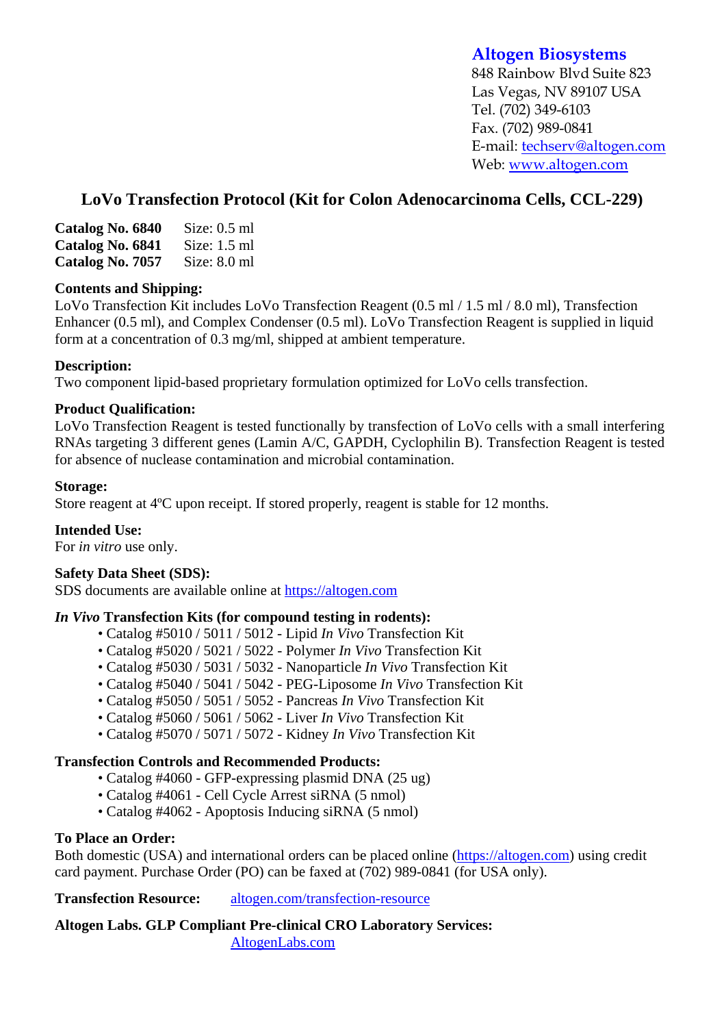**Altogen Biosystems**
848 Rainbow Blvd Suite 823
Las Vegas, NV 89107 USA
Tel. (702) 349-6103
Fax. (702) 989-0841
E-mail: techserv@altogen.com
Web: www.altogen.com

# LoVo Transfection Protocol (Kit for Colon Adenocarcinoma Cells, CCL-229)

**Catalog No. 6840** Size: 0.5 ml
**Catalog No. 6841** Size: 1.5 ml
**Catalog No. 7057** Size: 8.0 ml

**Contents and Shipping:**
LoVo Transfection Kit includes LoVo Transfection Reagent (0.5 ml / 1.5 ml / 8.0 ml), Transfection Enhancer (0.5 ml), and Complex Condenser (0.5 ml). LoVo Transfection Reagent is supplied in liquid form at a concentration of 0.3 mg/ml, shipped at ambient temperature.

**Description:**
Two component lipid-based proprietary formulation optimized for LoVo cells transfection.

**Product Qualification:**
LoVo Transfection Reagent is tested functionally by transfection of LoVo cells with a small interfering RNAs targeting 3 different genes (Lamin A/C, GAPDH, Cyclophilin B). Transfection Reagent is tested for absence of nuclease contamination and microbial contamination.

**Storage:**
Store reagent at 4ºC upon receipt. If stored properly, reagent is stable for 12 months.

**Intended Use:**
For *in vitro* use only.

**Safety Data Sheet (SDS):**
SDS documents are available online at https://altogen.com

***In Vivo* Transfection Kits (for compound testing in rodents):**

- Catalog #5010 / 5011 / 5012 - Lipid *In Vivo* Transfection Kit
- Catalog #5020 / 5021 / 5022 - Polymer *In Vivo* Transfection Kit
- Catalog #5030 / 5031 / 5032 - Nanoparticle *In Vivo* Transfection Kit
- Catalog #5040 / 5041 / 5042 - PEG-Liposome *In Vivo* Transfection Kit
- Catalog #5050 / 5051 / 5052 - Pancreas *In Vivo* Transfection Kit
- Catalog #5060 / 5061 / 5062 - Liver *In Vivo* Transfection Kit
- Catalog #5070 / 5071 / 5072 - Kidney *In Vivo* Transfection Kit

**Transfection Controls and Recommended Products:**

- Catalog #4060 - GFP-expressing plasmid DNA (25 ug)
- Catalog #4061 - Cell Cycle Arrest siRNA (5 nmol)
- Catalog #4062 - Apoptosis Inducing siRNA (5 nmol)

**To Place an Order:**
Both domestic (USA) and international orders can be placed online (https://altogen.com) using credit card payment. Purchase Order (PO) can be faxed at (702) 989-0841 (for USA only).

**Transfection Resource:** altogen.com/transfection-resource

**Altogen Labs. GLP Compliant Pre-clinical CRO Laboratory Services:**
AltogenLabs.com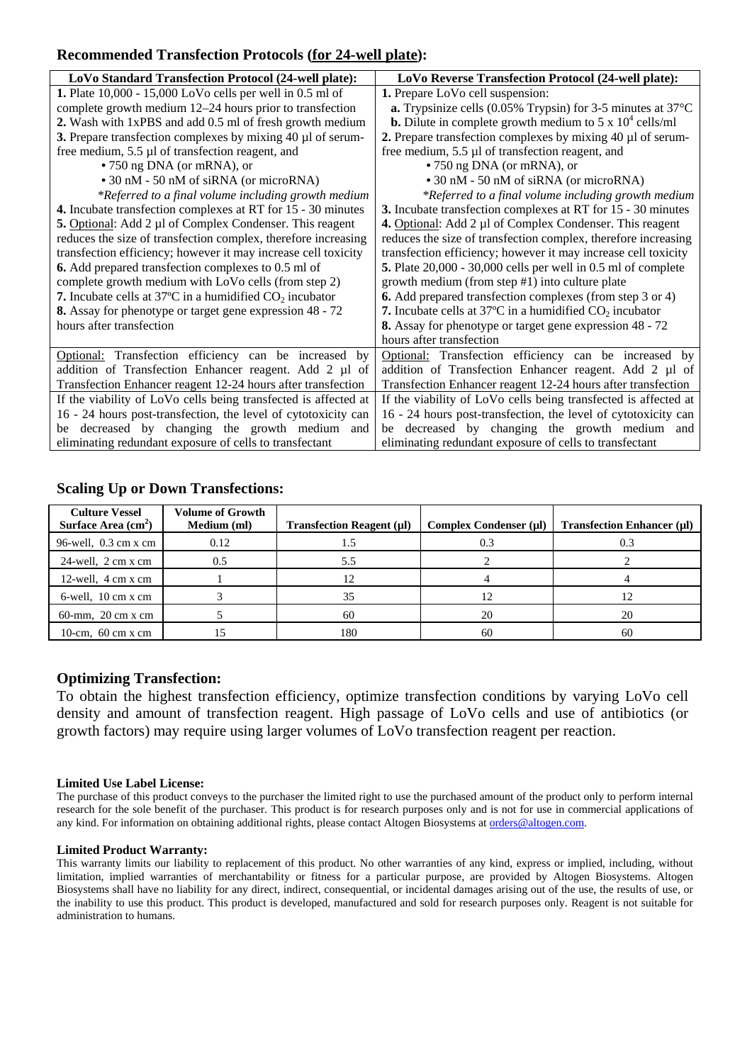## Recommended Transfection Protocols (for 24-well plate):

| LoVo Standard Transfection Protocol (24-well plate): | LoVo Reverse Transfection Protocol (24-well plate): |
|---|---|
| **1.** Plate 10,000 - 15,000 LoVo cells per well in 0.5 ml of complete growth medium 12–24 hours prior to transfection<br>**2.** Wash with 1xPBS and add 0.5 ml of fresh growth medium<br>**3.** Prepare transfection complexes by mixing 40 µl of serum-free medium, 5.5 µl of transfection reagent, and<br>• 750 ng DNA (or mRNA), or<br>• 30 nM - 50 nM of siRNA (or microRNA)<br>*\*Referred to a final volume including growth medium*<br>**4.** Incubate transfection complexes at RT for 15 - 30 minutes<br>**5.** Optional: Add 2 µl of Complex Condenser. This reagent reduces the size of transfection complex, therefore increasing transfection efficiency; however it may increase cell toxicity<br>**6.** Add prepared transfection complexes to 0.5 ml of complete growth medium with LoVo cells (from step 2)<br>**7.** Incubate cells at 37ºC in a humidified $CO_2$ incubator<br>**8.** Assay for phenotype or target gene expression 48 - 72 hours after transfection | **1.** Prepare LoVo cell suspension:<br>**a.** Trypsinize cells (0.05% Trypsin) for 3-5 minutes at 37°C<br>**b.** Dilute in complete growth medium to $5 \times 10^4$ cells/ml<br>**2.** Prepare transfection complexes by mixing 40 µl of serum-free medium, 5.5 µl of transfection reagent, and<br>• 750 ng DNA (or mRNA), or<br>• 30 nM - 50 nM of siRNA (or microRNA)<br>*\*Referred to a final volume including growth medium*<br>**3.** Incubate transfection complexes at RT for 15 - 30 minutes<br>**4.** Optional: Add 2 µl of Complex Condenser. This reagent reduces the size of transfection complex, therefore increasing transfection efficiency; however it may increase cell toxicity<br>**5.** Plate 20,000 - 30,000 cells per well in 0.5 ml of complete growth medium (from step #1) into culture plate<br>**6.** Add prepared transfection complexes (from step 3 or 4)<br>**7.** Incubate cells at 37ºC in a humidified $CO_2$ incubator<br>**8.** Assay for phenotype or target gene expression 48 - 72 hours after transfection |
| Optional: Transfection efficiency can be increased by addition of Transfection Enhancer reagent. Add 2 µl of Transfection Enhancer reagent 12-24 hours after transfection | Optional: Transfection efficiency can be increased by addition of Transfection Enhancer reagent. Add 2 µl of Transfection Enhancer reagent 12-24 hours after transfection |
| If the viability of LoVo cells being transfected is affected at 16 - 24 hours post-transfection, the level of cytotoxicity can be decreased by changing the growth medium and eliminating redundant exposure of cells to transfectant | If the viability of LoVo cells being transfected is affected at 16 - 24 hours post-transfection, the level of cytotoxicity can be decreased by changing the growth medium and eliminating redundant exposure of cells to transfectant |

## Scaling Up or Down Transfections:

| Culture Vessel Surface Area ($cm^2$) | Volume of Growth Medium (ml) | Transfection Reagent (µl) | Complex Condenser (µl) | Transfection Enhancer (µl) |
|---|---|---|---|---|
| 96-well, 0.3 cm x cm | 0.12 | 1.5 | 0.3 | 0.3 |
| 24-well, 2 cm x cm | 0.5 | 5.5 | 2 | 2 |
| 12-well, 4 cm x cm | 1 | 12 | 4 | 4 |
| 6-well, 10 cm x cm | 3 | 35 | 12 | 12 |
| 60-mm, 20 cm x cm | 5 | 60 | 20 | 20 |
| 10-cm, 60 cm x cm | 15 | 180 | 60 | 60 |

## Optimizing Transfection:

To obtain the highest transfection efficiency, optimize transfection conditions by varying LoVo cell density and amount of transfection reagent. High passage of LoVo cells and use of antibiotics (or growth factors) may require using larger volumes of LoVo transfection reagent per reaction.

**Limited Use Label License:**

The purchase of this product conveys to the purchaser the limited right to use the purchased amount of the product only to perform internal research for the sole benefit of the purchaser. This product is for research purposes only and is not for use in commercial applications of any kind. For information on obtaining additional rights, please contact Altogen Biosystems at orders@altogen.com.

**Limited Product Warranty:**

This warranty limits our liability to replacement of this product. No other warranties of any kind, express or implied, including, without limitation, implied warranties of merchantability or fitness for a particular purpose, are provided by Altogen Biosystems. Altogen Biosystems shall have no liability for any direct, indirect, consequential, or incidental damages arising out of the use, the results of use, or the inability to use this product. This product is developed, manufactured and sold for research purposes only. Reagent is not suitable for administration to humans.